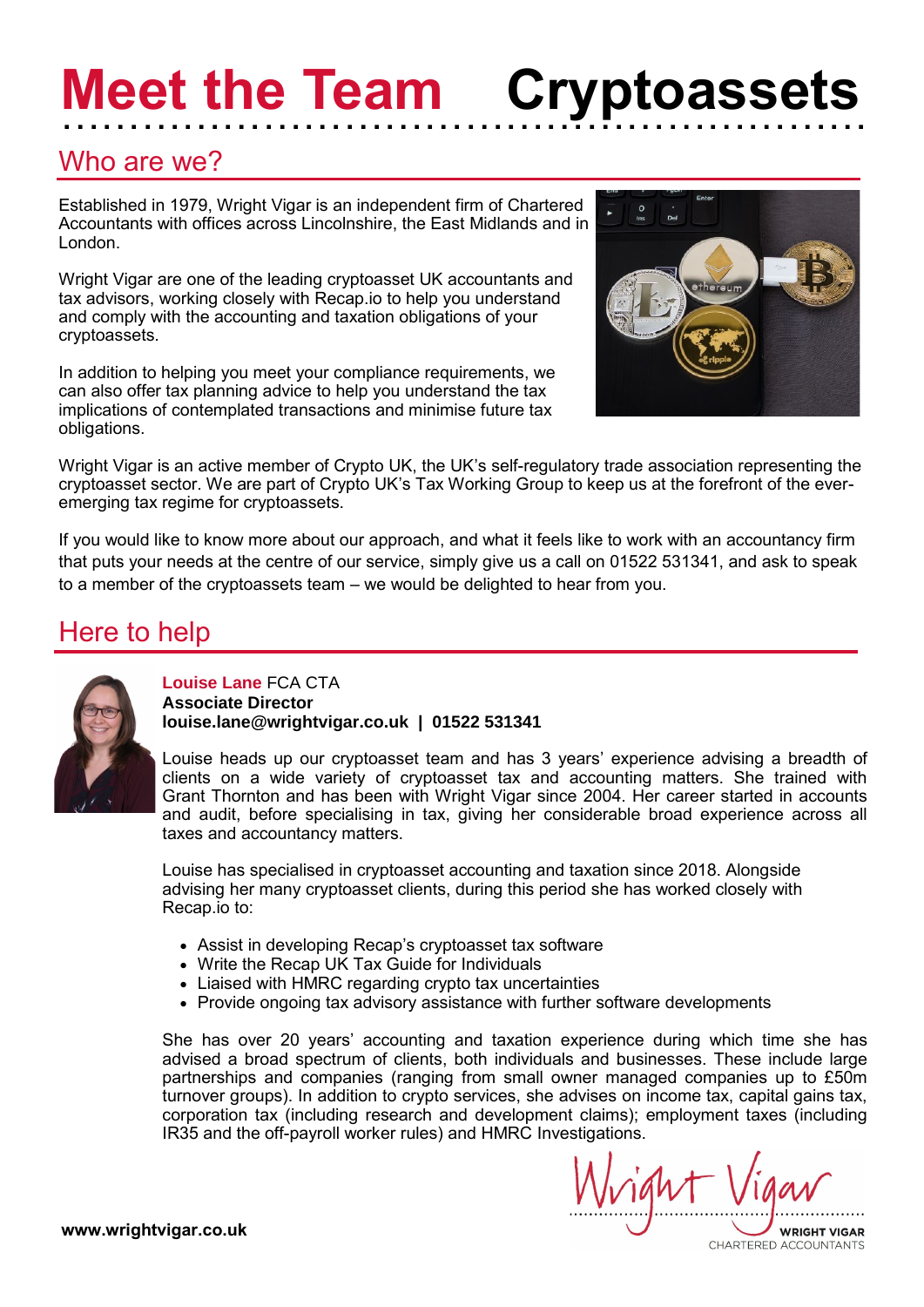# Meet the Team Cryptoassets

## Who are we?

Established in 1979, Wright Vigar is an independent firm of Chartered Accountants with offices across Lincolnshire, the East Midlands and in London.

Wright Vigar are one of the leading cryptoasset UK accountants and tax advisors, working closely with Recap.io to help you understand and comply with the accounting and taxation obligations of your cryptoassets.

In addition to helping you meet your compliance requirements, we can also offer tax planning advice to help you understand the tax implications of contemplated transactions and minimise future tax obligations.

Wright Vigar is an active member of Crypto UK, the UK's self-regulatory trade association representing the cryptoasset sector. We are part of Crypto UK's Tax Working Group to keep us at the forefront of the ever-emerging tax regime for cryptoassets.

If you would like to know more about our approach, and what it feels like to work with an accountancy firm that puts your needs at the centre of our service, simply give us a call on 01522 531341, and ask to speak to a member of the cryptoassets team – we would be delighted to hear from you.

## Here to help

**Louise Lane** FCA CTA
**Associate Director**
**louise.lane@wrightvigar.co.uk | 01522 531341**

Louise heads up our cryptoasset team and has 3 years' experience advising a breadth of clients on a wide variety of cryptoasset tax and accounting matters. She trained with Grant Thornton and has been with Wright Vigar since 2004. Her career started in accounts and audit, before specialising in tax, giving her considerable broad experience across all taxes and accountancy matters.

Louise has specialised in cryptoasset accounting and taxation since 2018. Alongside advising her many cryptoasset clients, during this period she has worked closely with Recap.io to:

- Assist in developing Recap's cryptoasset tax software
- Write the Recap UK Tax Guide for Individuals
- Liaised with HMRC regarding crypto tax uncertainties
- Provide ongoing tax advisory assistance with further software developments

She has over 20 years' accounting and taxation experience during which time she has advised a broad spectrum of clients, both individuals and businesses. These include large partnerships and companies (ranging from small owner managed companies up to £50m turnover groups). In addition to crypto services, she advises on income tax, capital gains tax, corporation tax (including research and development claims); employment taxes (including IR35 and the off-payroll worker rules) and HMRC Investigations.

**www.wrightvigar.co.uk**

Wright Vigar
WRIGHT VIGAR
CHARTERED ACCOUNTANTS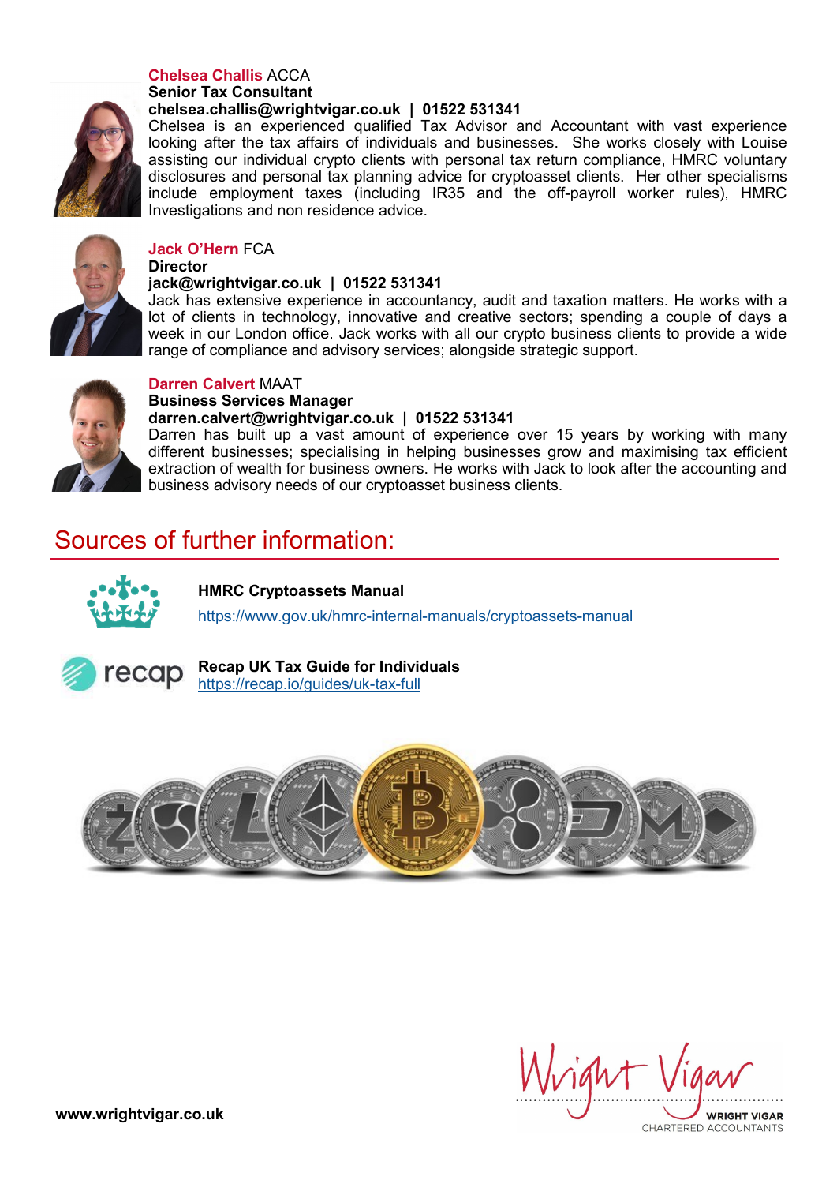**Chelsea Challis** ACCA
**Senior Tax Consultant**
**chelsea.challis@wrightvigar.co.uk | 01522 531341**
Chelsea is an experienced qualified Tax Advisor and Accountant with vast experience looking after the tax affairs of individuals and businesses. She works closely with Louise assisting our individual crypto clients with personal tax return compliance, HMRC voluntary disclosures and personal tax planning advice for cryptoasset clients. Her other specialisms include employment taxes (including IR35 and the off-payroll worker rules), HMRC Investigations and non residence advice.

**Jack O'Hern** FCA
**Director**
**jack@wrightvigar.co.uk | 01522 531341**
Jack has extensive experience in accountancy, audit and taxation matters. He works with a lot of clients in technology, innovative and creative sectors; spending a couple of days a week in our London office. Jack works with all our crypto business clients to provide a wide range of compliance and advisory services; alongside strategic support.

**Darren Calvert** MAAT
**Business Services Manager**
**darren.calvert@wrightvigar.co.uk | 01522 531341**
Darren has built up a vast amount of experience over 15 years by working with many different businesses; specialising in helping businesses grow and maximising tax efficient extraction of wealth for business owners. He works with Jack to look after the accounting and business advisory needs of our cryptoasset business clients.

## Sources of further information:

**HMRC Cryptoassets Manual**
https://www.gov.uk/hmrc-internal-manuals/cryptoassets-manual

**Recap UK Tax Guide for Individuals**
https://recap.io/guides/uk-tax-full

www.wrightvigar.co.uk

WRIGHT VIGAR
CHARTERED ACCOUNTANTS